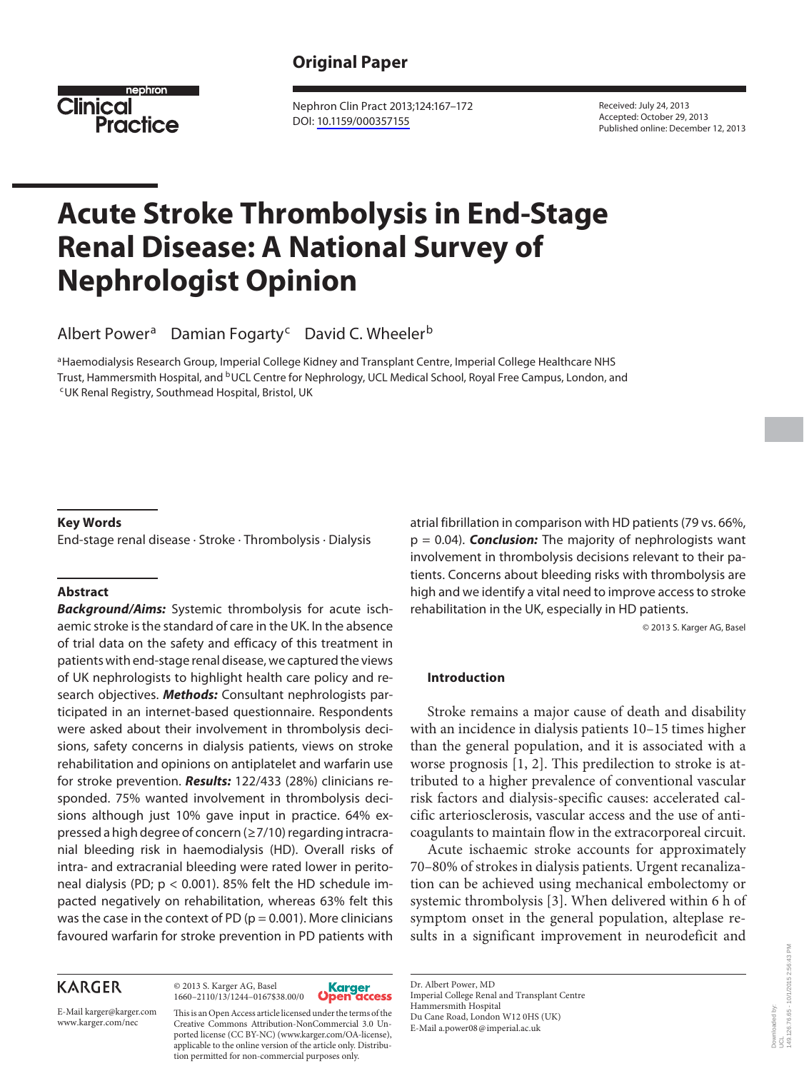Original Paper

Nephron Clin Pract 2013;124:167–172
DOI: 10.1159/000357155

Received: July 24, 2013
Accepted: October 29, 2013
Published online: December 12, 2013

# Acute Stroke Thrombolysis in End-Stage Renal Disease: A National Survey of Nephrologist Opinion

Albert Power[a] Damian Fogarty[c] David C. Wheeler[b]

[a]Haemodialysis Research Group, Imperial College Kidney and Transplant Centre, Imperial College Healthcare NHS Trust, Hammersmith Hospital, and [b]UCL Centre for Nephrology, UCL Medical School, Royal Free Campus, London, and [c]UK Renal Registry, Southmead Hospital, Bristol, UK

### Key Words

End-stage renal disease · Stroke · Thrombolysis · Dialysis

### Abstract

***Background/Aims:*** Systemic thrombolysis for acute ischaemic stroke is the standard of care in the UK. In the absence of trial data on the safety and efficacy of this treatment in patients with end-stage renal disease, we captured the views of UK nephrologists to highlight health care policy and research objectives. ***Methods:*** Consultant nephrologists participated in an internet-based questionnaire. Respondents were asked about their involvement in thrombolysis decisions, safety concerns in dialysis patients, views on stroke rehabilitation and opinions on antiplatelet and warfarin use for stroke prevention. ***Results:*** 122/433 (28%) clinicians responded. 75% wanted involvement in thrombolysis decisions although just 10% gave input in practice. 64% expressed a high degree of concern (≥7/10) regarding intracranial bleeding risk in haemodialysis (HD). Overall risks of intra- and extracranial bleeding were rated lower in peritoneal dialysis (PD; $p < 0.001$). 85% felt the HD schedule impacted negatively on rehabilitation, whereas 63% felt this was the case in the context of PD ($p = 0.001$). More clinicians favoured warfarin for stroke prevention in PD patients with atrial fibrillation in comparison with HD patients (79 vs. 66%, $p = 0.04$). ***Conclusion:*** The majority of nephrologists want involvement in thrombolysis decisions relevant to their patients. Concerns about bleeding risks with thrombolysis are high and we identify a vital need to improve access to stroke rehabilitation in the UK, especially in HD patients.

© 2013 S. Karger AG, Basel

### Introduction

Stroke remains a major cause of death and disability with an incidence in dialysis patients 10–15 times higher than the general population, and it is associated with a worse prognosis [1, 2]. This predilection to stroke is attributed to a higher prevalence of conventional vascular risk factors and dialysis-specific causes: accelerated calcific arteriosclerosis, vascular access and the use of anticoagulants to maintain flow in the extracorporeal circuit.

Acute ischaemic stroke accounts for approximately 70–80% of strokes in dialysis patients. Urgent recanalization can be achieved using mechanical embolectomy or systemic thrombolysis [3]. When delivered within 6 h of symptom onset in the general population, alteplase results in a significant improvement in neurodeficit and

KARGER

E-Mail karger@karger.com
www.karger.com/nec

© 2013 S. Karger AG, Basel
1660–2110/13/1244–0167$38.00/0

This is an Open Access article licensed under the terms of the Creative Commons Attribution-NonCommercial 3.0 Unported license (CC BY-NC) (www.karger.com/OA-license), applicable to the online version of the article only. Distribution permitted for non-commercial purposes only.

Dr. Albert Power, MD
Imperial College Renal and Transplant Centre
Hammersmith Hospital
Du Cane Road, London W12 0HS (UK)
E-Mail a.power08@imperial.ac.uk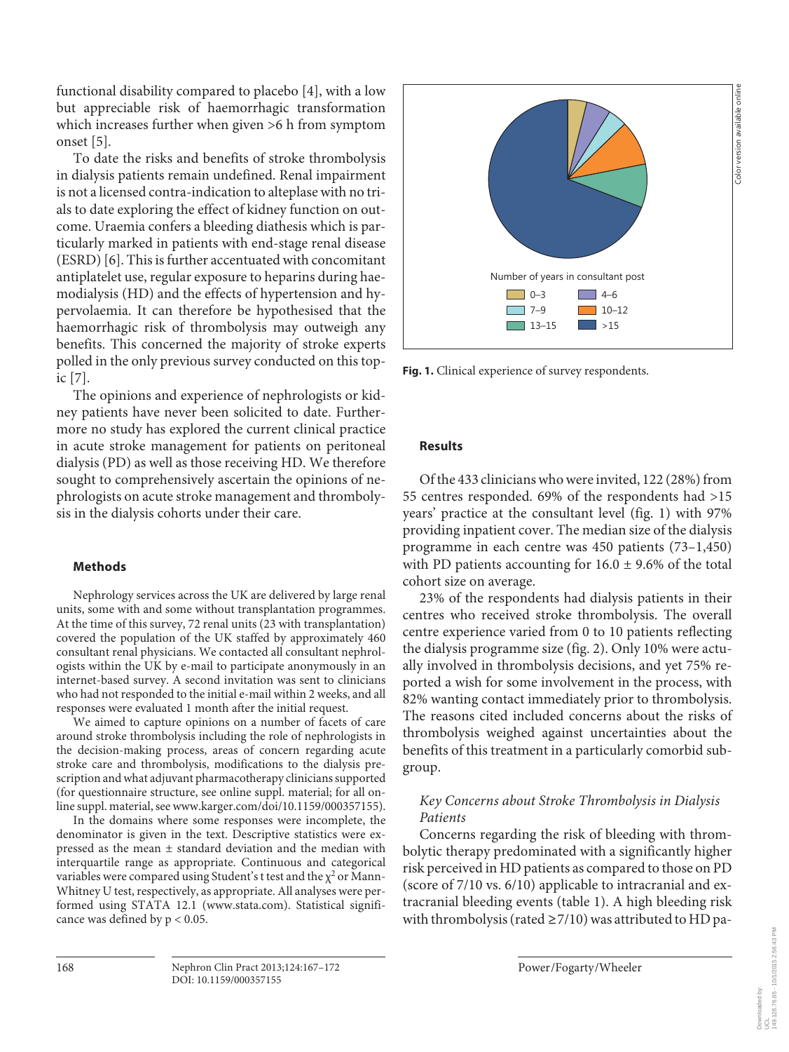functional disability compared to placebo [4], with a low but appreciable risk of haemorrhagic transformation which increases further when given >6 h from symptom onset [5].

To date the risks and benefits of stroke thrombolysis in dialysis patients remain undefined. Renal impairment is not a licensed contra-indication to alteplase with no trials to date exploring the effect of kidney function on outcome. Uraemia confers a bleeding diathesis which is particularly marked in patients with end-stage renal disease (ESRD) [6]. This is further accentuated with concomitant antiplatelet use, regular exposure to heparins during haemodialysis (HD) and the effects of hypertension and hypervolaemia. It can therefore be hypothesised that the haemorrhagic risk of thrombolysis may outweigh any benefits. This concerned the majority of stroke experts polled in the only previous survey conducted on this topic [7].

The opinions and experience of nephrologists or kidney patients have never been solicited to date. Furthermore no study has explored the current clinical practice in acute stroke management for patients on peritoneal dialysis (PD) as well as those receiving HD. We therefore sought to comprehensively ascertain the opinions of nephrologists on acute stroke management and thrombolysis in the dialysis cohorts under their care.

## Methods

Nephrology services across the UK are delivered by large renal units, some with and some without transplantation programmes. At the time of this survey, 72 renal units (23 with transplantation) covered the population of the UK staffed by approximately 460 consultant renal physicians. We contacted all consultant nephrologists within the UK by e-mail to participate anonymously in an internet-based survey. A second invitation was sent to clinicians who had not responded to the initial e-mail within 2 weeks, and all responses were evaluated 1 month after the initial request.

We aimed to capture opinions on a number of facets of care around stroke thrombolysis including the role of nephrologists in the decision-making process, areas of concern regarding acute stroke care and thrombolysis, modifications to the dialysis prescription and what adjuvant pharmacotherapy clinicians supported (for questionnaire structure, see online suppl. material; for all online suppl. material, see www.karger.com/doi/10.1159/000357155).

In the domains where some responses were incomplete, the denominator is given in the text. Descriptive statistics were expressed as the mean ± standard deviation and the median with interquartile range as appropriate. Continuous and categorical variables were compared using Student's t test and the $\chi^2$ or Mann-Whitney U test, respectively, as appropriate. All analyses were performed using STATA 12.1 (www.stata.com). Statistical significance was defined by $p < 0.05$.

Number of years in consultant post: 0–3, 4–6, 7–9, 10–12, 13–15, >15

**Fig. 1.** Clinical experience of survey respondents.

## Results

Of the 433 clinicians who were invited, 122 (28%) from 55 centres responded. 69% of the respondents had >15 years' practice at the consultant level (fig. 1) with 97% providing inpatient cover. The median size of the dialysis programme in each centre was 450 patients (73–1,450) with PD patients accounting for 16.0 ± 9.6% of the total cohort size on average.

23% of the respondents had dialysis patients in their centres who received stroke thrombolysis. The overall centre experience varied from 0 to 10 patients reflecting the dialysis programme size (fig. 2). Only 10% were actually involved in thrombolysis decisions, and yet 75% reported a wish for some involvement in the process, with 82% wanting contact immediately prior to thrombolysis. The reasons cited included concerns about the risks of thrombolysis weighed against uncertainties about the benefits of this treatment in a particularly comorbid subgroup.

### *Key Concerns about Stroke Thrombolysis in Dialysis Patients*

Concerns regarding the risk of bleeding with thrombolytic therapy predominated with a significantly higher risk perceived in HD patients as compared to those on PD (score of 7/10 vs. 6/10) applicable to intracranial and extracranial bleeding events (table 1). A high bleeding risk with thrombolysis (rated ≥7/10) was attributed to HD pa-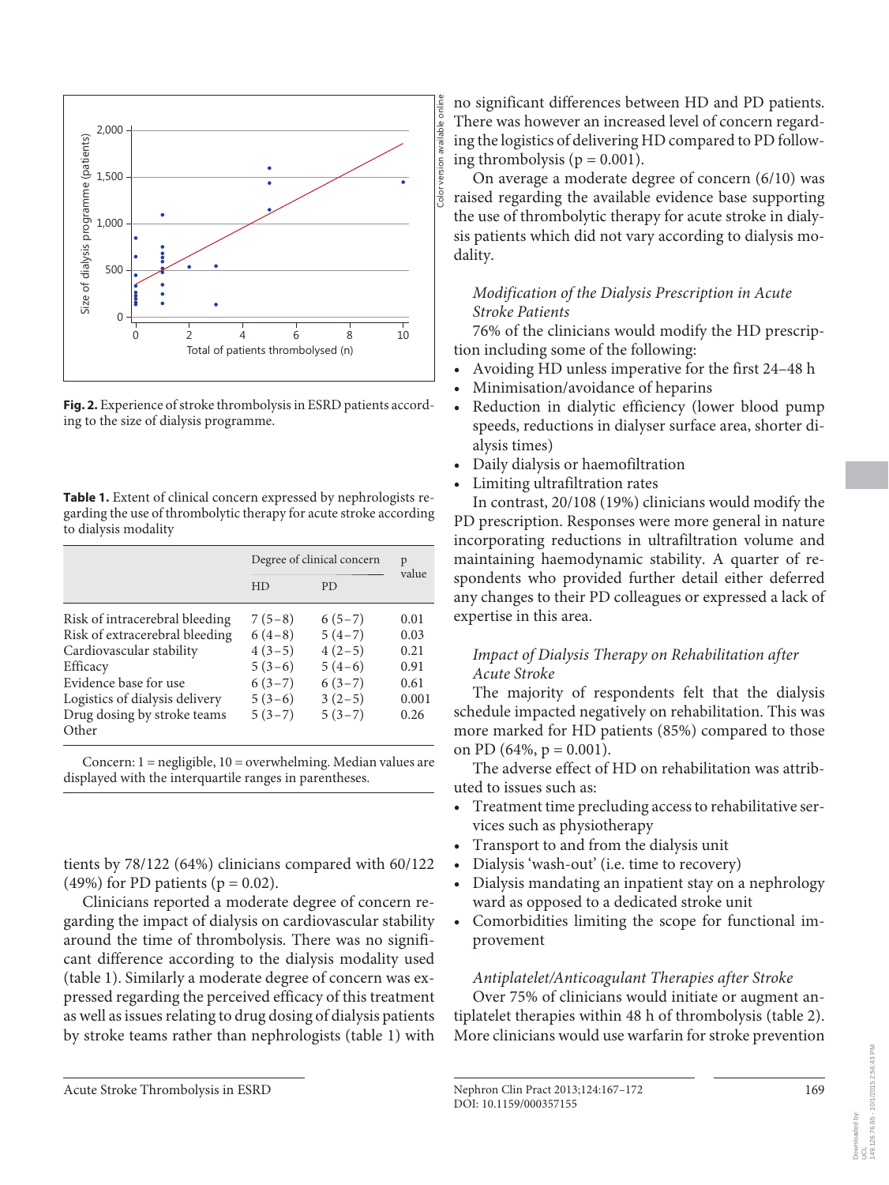Fig. 2. Experience of stroke thrombolysis in ESRD patients according to the size of dialysis programme.

**Table 1.** Extent of clinical concern expressed by nephrologists regarding the use of thrombolytic therapy for acute stroke according to dialysis modality

| | Degree of clinical concern | | p value |
|---|---|---|---|
| | HD | PD | |
| Risk of intracerebral bleeding | 7 (5–8) | 6 (5–7) | 0.01 |
| Risk of extracerebral bleeding | 6 (4–8) | 5 (4–7) | 0.03 |
| Cardiovascular stability | 4 (3–5) | 4 (2–5) | 0.21 |
| Efficacy | 5 (3–6) | 5 (4–6) | 0.91 |
| Evidence base for use | 6 (3–7) | 6 (3–7) | 0.61 |
| Logistics of dialysis delivery | 5 (3–6) | 3 (2–5) | 0.001 |
| Drug dosing by stroke teams | 5 (3–7) | 5 (3–7) | 0.26 |
| Other | | | |

Concern: 1 = negligible, 10 = overwhelming. Median values are displayed with the interquartile ranges in parentheses.

tients by 78/122 (64%) clinicians compared with 60/122 (49%) for PD patients (p = 0.02).

Clinicians reported a moderate degree of concern regarding the impact of dialysis on cardiovascular stability around the time of thrombolysis. There was no significant difference according to the dialysis modality used (table 1). Similarly a moderate degree of concern was expressed regarding the perceived efficacy of this treatment as well as issues relating to drug dosing of dialysis patients by stroke teams rather than nephrologists (table 1) with no significant differences between HD and PD patients. There was however an increased level of concern regarding the logistics of delivering HD compared to PD following thrombolysis (p = 0.001).

On average a moderate degree of concern (6/10) was raised regarding the available evidence base supporting the use of thrombolytic therapy for acute stroke in dialysis patients which did not vary according to dialysis modality.

### *Modification of the Dialysis Prescription in Acute Stroke Patients*

76% of the clinicians would modify the HD prescription including some of the following:

- Avoiding HD unless imperative for the first 24–48 h
- Minimisation/avoidance of heparins
- Reduction in dialytic efficiency (lower blood pump speeds, reductions in dialyser surface area, shorter dialysis times)
- Daily dialysis or haemofiltration
- Limiting ultrafiltration rates

In contrast, 20/108 (19%) clinicians would modify the PD prescription. Responses were more general in nature incorporating reductions in ultrafiltration volume and maintaining haemodynamic stability. A quarter of respondents who provided further detail either deferred any changes to their PD colleagues or expressed a lack of expertise in this area.

### *Impact of Dialysis Therapy on Rehabilitation after Acute Stroke*

The majority of respondents felt that the dialysis schedule impacted negatively on rehabilitation. This was more marked for HD patients (85%) compared to those on PD (64%, p = 0.001).

The adverse effect of HD on rehabilitation was attributed to issues such as:

- Treatment time precluding access to rehabilitative services such as physiotherapy
- Transport to and from the dialysis unit
- Dialysis 'wash-out' (i.e. time to recovery)
- Dialysis mandating an inpatient stay on a nephrology ward as opposed to a dedicated stroke unit
- Comorbidities limiting the scope for functional improvement

### *Antiplatelet/Anticoagulant Therapies after Stroke*

Over 75% of clinicians would initiate or augment antiplatelet therapies within 48 h of thrombolysis (table 2). More clinicians would use warfarin for stroke prevention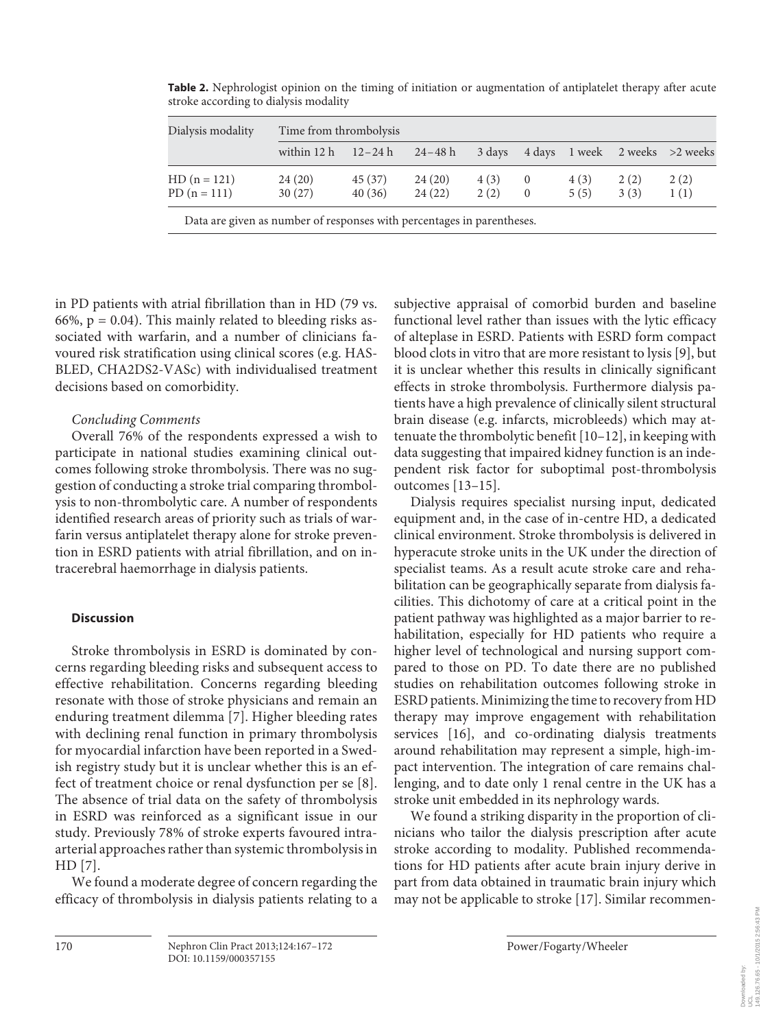**Table 2.** Nephrologist opinion on the timing of initiation or augmentation of antiplatelet therapy after acute stroke according to dialysis modality

| Dialysis modality | Time from thrombolysis | | | | | | | |
|---|---|---|---|---|---|---|---|---|
| | within 12 h | 12–24 h | 24–48 h | 3 days | 4 days | 1 week | 2 weeks | >2 weeks |
| HD (n = 121) | 24 (20) | 45 (37) | 24 (20) | 4 (3) | 0 | 4 (3) | 2 (2) | 2 (2) |
| PD (n = 111) | 30 (27) | 40 (36) | 24 (22) | 2 (2) | 0 | 5 (5) | 3 (3) | 1 (1) |

Data are given as number of responses with percentages in parentheses.

in PD patients with atrial fibrillation than in HD (79 vs. 66%, $p = 0.04$). This mainly related to bleeding risks associated with warfarin, and a number of clinicians favoured risk stratification using clinical scores (e.g. HAS-BLED, CHA2DS2-VASc) with individualised treatment decisions based on comorbidity.

*Concluding Comments*

Overall 76% of the respondents expressed a wish to participate in national studies examining clinical outcomes following stroke thrombolysis. There was no suggestion of conducting a stroke trial comparing thrombolysis to non-thrombolytic care. A number of respondents identified research areas of priority such as trials of warfarin versus antiplatelet therapy alone for stroke prevention in ESRD patients with atrial fibrillation, and on intracerebral haemorrhage in dialysis patients.

## Discussion

Stroke thrombolysis in ESRD is dominated by concerns regarding bleeding risks and subsequent access to effective rehabilitation. Concerns regarding bleeding resonate with those of stroke physicians and remain an enduring treatment dilemma [7]. Higher bleeding rates with declining renal function in primary thrombolysis for myocardial infarction have been reported in a Swedish registry study but it is unclear whether this is an effect of treatment choice or renal dysfunction per se [8]. The absence of trial data on the safety of thrombolysis in ESRD was reinforced as a significant issue in our study. Previously 78% of stroke experts favoured intra-arterial approaches rather than systemic thrombolysis in HD [7].

We found a moderate degree of concern regarding the efficacy of thrombolysis in dialysis patients relating to a subjective appraisal of comorbid burden and baseline functional level rather than issues with the lytic efficacy of alteplase in ESRD. Patients with ESRD form compact blood clots in vitro that are more resistant to lysis [9], but it is unclear whether this results in clinically significant effects in stroke thrombolysis. Furthermore dialysis patients have a high prevalence of clinically silent structural brain disease (e.g. infarcts, microbleeds) which may attenuate the thrombolytic benefit [10–12], in keeping with data suggesting that impaired kidney function is an independent risk factor for suboptimal post-thrombolysis outcomes [13–15].

Dialysis requires specialist nursing input, dedicated equipment and, in the case of in-centre HD, a dedicated clinical environment. Stroke thrombolysis is delivered in hyperacute stroke units in the UK under the direction of specialist teams. As a result acute stroke care and rehabilitation can be geographically separate from dialysis facilities. This dichotomy of care at a critical point in the patient pathway was highlighted as a major barrier to rehabilitation, especially for HD patients who require a higher level of technological and nursing support compared to those on PD. To date there are no published studies on rehabilitation outcomes following stroke in ESRD patients. Minimizing the time to recovery from HD therapy may improve engagement with rehabilitation services [16], and co-ordinating dialysis treatments around rehabilitation may represent a simple, high-impact intervention. The integration of care remains challenging, and to date only 1 renal centre in the UK has a stroke unit embedded in its nephrology wards.

We found a striking disparity in the proportion of clinicians who tailor the dialysis prescription after acute stroke according to modality. Published recommendations for HD patients after acute brain injury derive in part from data obtained in traumatic brain injury which may not be applicable to stroke [17]. Similar recommen-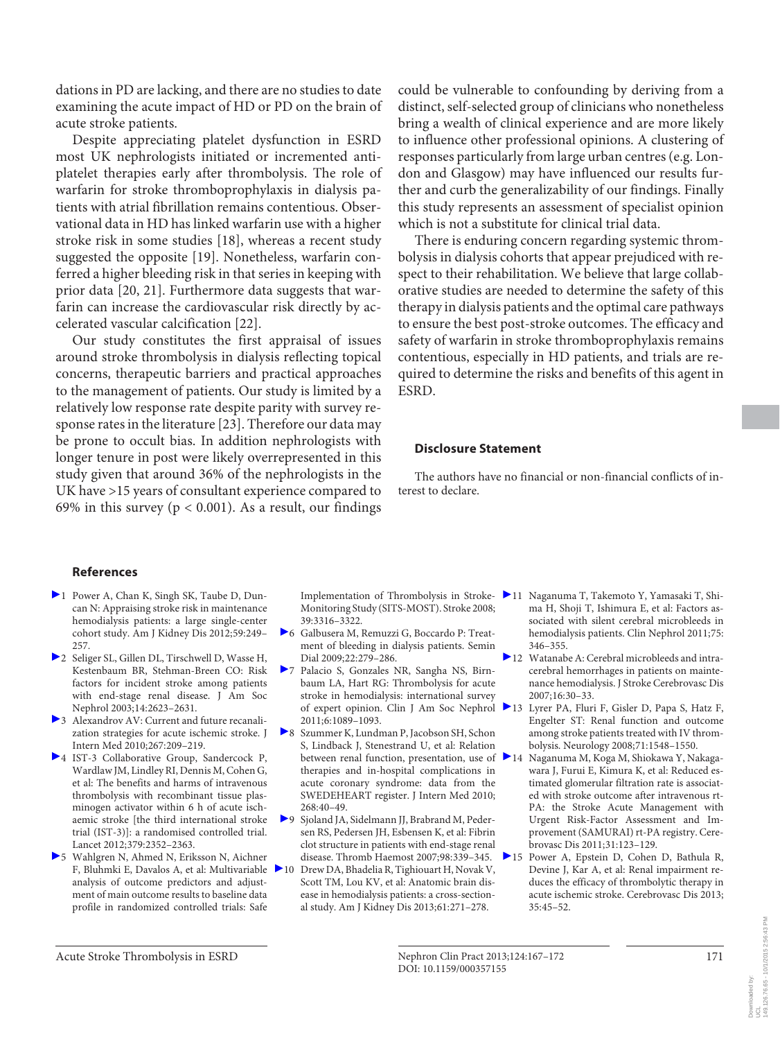dations in PD are lacking, and there are no studies to date examining the acute impact of HD or PD on the brain of acute stroke patients.

Despite appreciating platelet dysfunction in ESRD most UK nephrologists initiated or incremented antiplatelet therapies early after thrombolysis. The role of warfarin for stroke thromboprophylaxis in dialysis patients with atrial fibrillation remains contentious. Observational data in HD has linked warfarin use with a higher stroke risk in some studies [18], whereas a recent study suggested the opposite [19]. Nonetheless, warfarin conferred a higher bleeding risk in that series in keeping with prior data [20, 21]. Furthermore data suggests that warfarin can increase the cardiovascular risk directly by accelerated vascular calcification [22].

Our study constitutes the first appraisal of issues around stroke thrombolysis in dialysis reflecting topical concerns, therapeutic barriers and practical approaches to the management of patients. Our study is limited by a relatively low response rate despite parity with survey response rates in the literature [23]. Therefore our data may be prone to occult bias. In addition nephrologists with longer tenure in post were likely overrepresented in this study given that around 36% of the nephrologists in the UK have >15 years of consultant experience compared to 69% in this survey ($p < 0.001$). As a result, our findings could be vulnerable to confounding by deriving from a distinct, self-selected group of clinicians who nonetheless bring a wealth of clinical experience and are more likely to influence other professional opinions. A clustering of responses particularly from large urban centres (e.g. London and Glasgow) may have influenced our results further and curb the generalizability of our findings. Finally this study represents an assessment of specialist opinion which is not a substitute for clinical trial data.

There is enduring concern regarding systemic thrombolysis in dialysis cohorts that appear prejudiced with respect to their rehabilitation. We believe that large collaborative studies are needed to determine the safety of this therapy in dialysis patients and the optimal care pathways to ensure the best post-stroke outcomes. The efficacy and safety of warfarin in stroke thromboprophylaxis remains contentious, especially in HD patients, and trials are required to determine the risks and benefits of this agent in ESRD.

## Disclosure Statement

The authors have no financial or non-financial conflicts of interest to declare.

## References

1. Power A, Chan K, Singh SK, Taube D, Duncan N: Appraising stroke risk in maintenance hemodialysis patients: a large single-center cohort study. Am J Kidney Dis 2012;59:249–257.
2. Seliger SL, Gillen DL, Tirschwell D, Wasse H, Kestenbaum BR, Stehman-Breen CO: Risk factors for incident stroke among patients with end-stage renal disease. J Am Soc Nephrol 2003;14:2623–2631.
3. Alexandrov AV: Current and future recanalization strategies for acute ischemic stroke. J Intern Med 2010;267:209–219.
4. IST-3 Collaborative Group, Sandercock P, Wardlaw JM, Lindley RI, Dennis M, Cohen G, et al: The benefits and harms of intravenous thrombolysis with recombinant tissue plasminogen activator within 6 h of acute ischaemic stroke [the third international stroke trial (IST-3)]: a randomised controlled trial. Lancet 2012;379:2352–2363.
5. Wahlgren N, Ahmed N, Eriksson N, Aichner F, Bluhmki E, Davalos A, et al: Multivariable analysis of outcome predictors and adjustment of main outcome results to baseline data profile in randomized controlled trials: Safe Implementation of Thrombolysis in Stroke-Monitoring Study (SITS-MOST). Stroke 2008; 39:3316–3322.
6. Galbusera M, Remuzzi G, Boccardo P: Treatment of bleeding in dialysis patients. Semin Dial 2009;22:279–286.
7. Palacio S, Gonzales NR, Sangha NS, Birnbaum LA, Hart RG: Thrombolysis for acute stroke in hemodialysis: international survey of expert opinion. Clin J Am Soc Nephrol 2011;6:1089–1093.
8. Szummer K, Lundman P, Jacobson SH, Schon S, Lindback J, Stenestrand U, et al: Relation between renal function, presentation, use of therapies and in-hospital complications in acute coronary syndrome: data from the SWEDEHEART register. J Intern Med 2010; 268:40–49.
9. Sjoland JA, Sidelmann JJ, Brabrand M, Pedersen RS, Pedersen JH, Esbensen K, et al: Fibrin clot structure in patients with end-stage renal disease. Thromb Haemost 2007;98:339–345.
10. Drew DA, Bhadelia R, Tighiouart H, Novak V, Scott TM, Lou KV, et al: Anatomic brain disease in hemodialysis patients: a cross-sectional study. Am J Kidney Dis 2013;61:271–278.
11. Naganuma T, Takemoto Y, Yamasaki T, Shima H, Shoji T, Ishimura E, et al: Factors associated with silent cerebral microbleeds in hemodialysis patients. Clin Nephrol 2011;75: 346–355.
12. Watanabe A: Cerebral microbleeds and intracerebral hemorrhages in patients on maintenance hemodialysis. J Stroke Cerebrovasc Dis 2007;16:30–33.
13. Lyrer PA, Fluri F, Gisler D, Papa S, Hatz F, Engelter ST: Renal function and outcome among stroke patients treated with IV thrombolysis. Neurology 2008;71:1548–1550.
14. Naganuma M, Koga M, Shiokawa Y, Nakagawara J, Furui E, Kimura K, et al: Reduced estimated glomerular filtration rate is associated with stroke outcome after intravenous rt-PA: the Stroke Acute Management with Urgent Risk-Factor Assessment and Improvement (SAMURAI) rt-PA registry. Cerebrovasc Dis 2011;31:123–129.
15. Power A, Epstein D, Cohen D, Bathula R, Devine J, Kar A, et al: Renal impairment reduces the efficacy of thrombolytic therapy in acute ischemic stroke. Cerebrovasc Dis 2013; 35:45–52.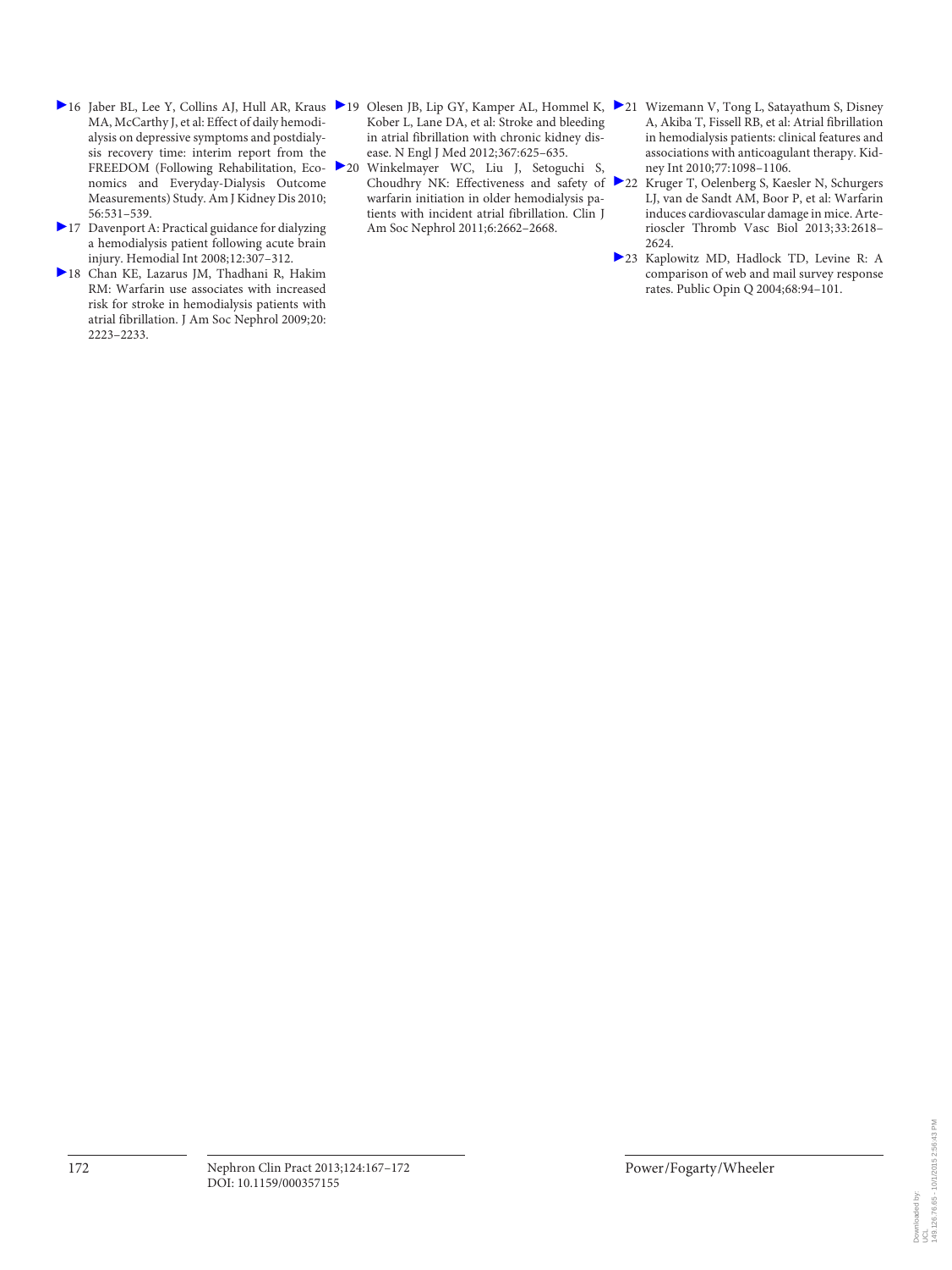16 Jaber BL, Lee Y, Collins AJ, Hull AR, Kraus MA, McCarthy J, et al: Effect of daily hemodialysis on depressive symptoms and postdialysis recovery time: interim report from the FREEDOM (Following Rehabilitation, Economics and Everyday-Dialysis Outcome Measurements) Study. Am J Kidney Dis 2010; 56:531–539.

17 Davenport A: Practical guidance for dialyzing a hemodialysis patient following acute brain injury. Hemodial Int 2008;12:307–312.

18 Chan KE, Lazarus JM, Thadhani R, Hakim RM: Warfarin use associates with increased risk for stroke in hemodialysis patients with atrial fibrillation. J Am Soc Nephrol 2009;20: 2223–2233.

19 Olesen JB, Lip GY, Kamper AL, Hommel K, Kober L, Lane DA, et al: Stroke and bleeding in atrial fibrillation with chronic kidney disease. N Engl J Med 2012;367:625–635.

20 Winkelmayer WC, Liu J, Setoguchi S, Choudhry NK: Effectiveness and safety of warfarin initiation in older hemodialysis patients with incident atrial fibrillation. Clin J Am Soc Nephrol 2011;6:2662–2668.

21 Wizemann V, Tong L, Satayathum S, Disney A, Akiba T, Fissell RB, et al: Atrial fibrillation in hemodialysis patients: clinical features and associations with anticoagulant therapy. Kidney Int 2010;77:1098–1106.

22 Kruger T, Oelenberg S, Kaesler N, Schurgers LJ, van de Sandt AM, Boor P, et al: Warfarin induces cardiovascular damage in mice. Arterioscler Thromb Vasc Biol 2013;33:2618–2624.

23 Kaplowitz MD, Hadlock TD, Levine R: A comparison of web and mail survey response rates. Public Opin Q 2004;68:94–101.